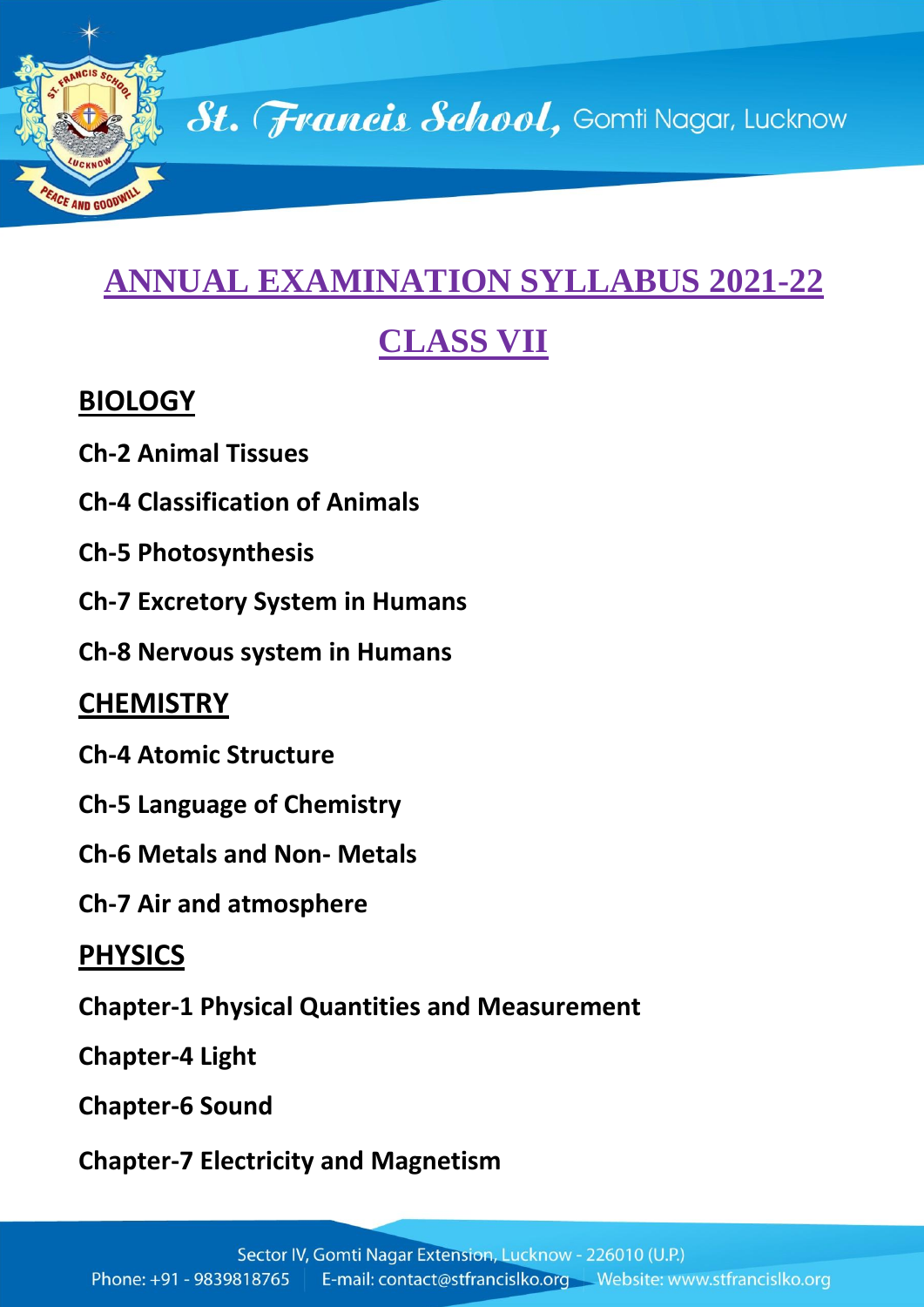# ANNUAL EXAMINATION SYLLABUS 2021-22

## CLASS VII

### BIOLOGY

**Ch-2 Animal Tissues**

**Ch-4 Classification of Animals**

**Ch-5 Photosynthesis**

**Ch-7 Excretory System in Humans**

**Ch-8 Nervous system in Humans**

### CHEMISTRY

**Ch-4 Atomic Structure**

**Ch-5 Language of Chemistry**

**Ch-6 Metals and Non- Metals**

**Ch-7 Air and atmosphere**

### PHYSICS

**Chapter-1 Physical Quantities and Measurement**

**Chapter-4 Light**

**Chapter-6 Sound**

**Chapter-7 Electricity and Magnetism**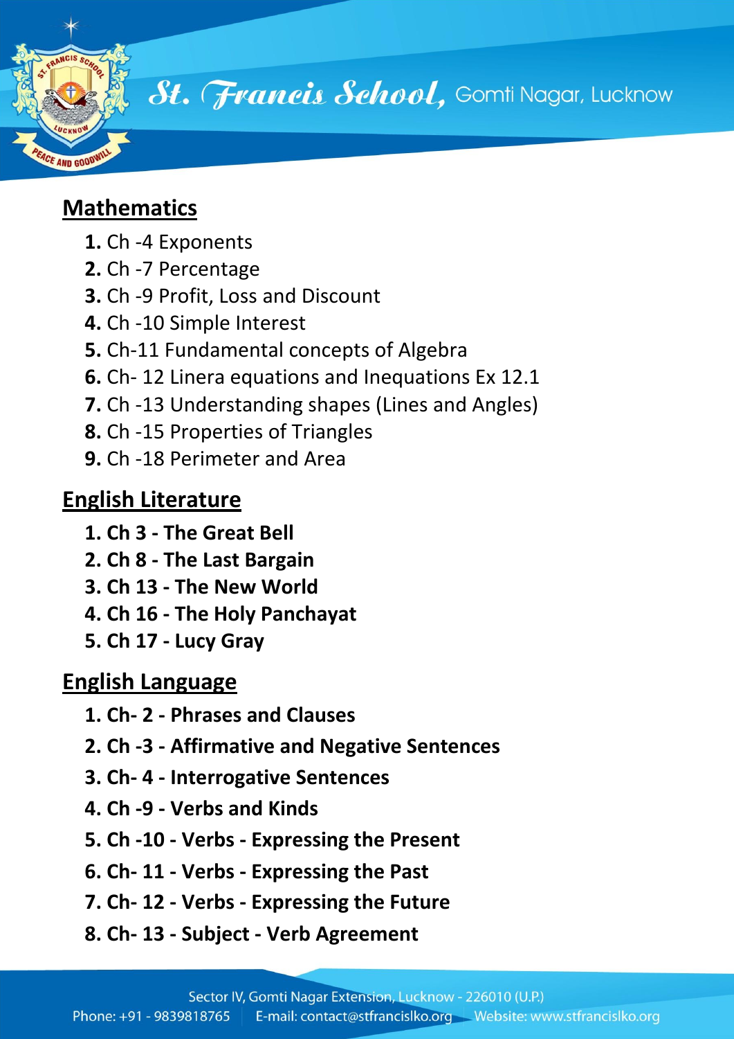## Mathematics

1. Ch -4 Exponents
2. Ch -7 Percentage
3. Ch -9 Profit, Loss and Discount
4. Ch -10 Simple Interest
5. Ch-11 Fundamental concepts of Algebra
6. Ch- 12 Linera equations and Inequations Ex 12.1
7. Ch -13 Understanding shapes (Lines and Angles)
8. Ch -15 Properties of Triangles
9. Ch -18 Perimeter and Area

## English Literature

1. **Ch 3 - The Great Bell**
2. **Ch 8 - The Last Bargain**
3. **Ch 13 - The New World**
4. **Ch 16 - The Holy Panchayat**
5. **Ch 17 - Lucy Gray**

## English Language

1. **Ch- 2 - Phrases and Clauses**
2. **Ch -3 - Affirmative and Negative Sentences**
3. **Ch- 4 - Interrogative Sentences**
4. **Ch -9 - Verbs and Kinds**
5. **Ch -10 - Verbs - Expressing the Present**
6. **Ch- 11 - Verbs - Expressing the Past**
7. **Ch- 12 - Verbs - Expressing the Future**
8. **Ch- 13 - Subject - Verb Agreement**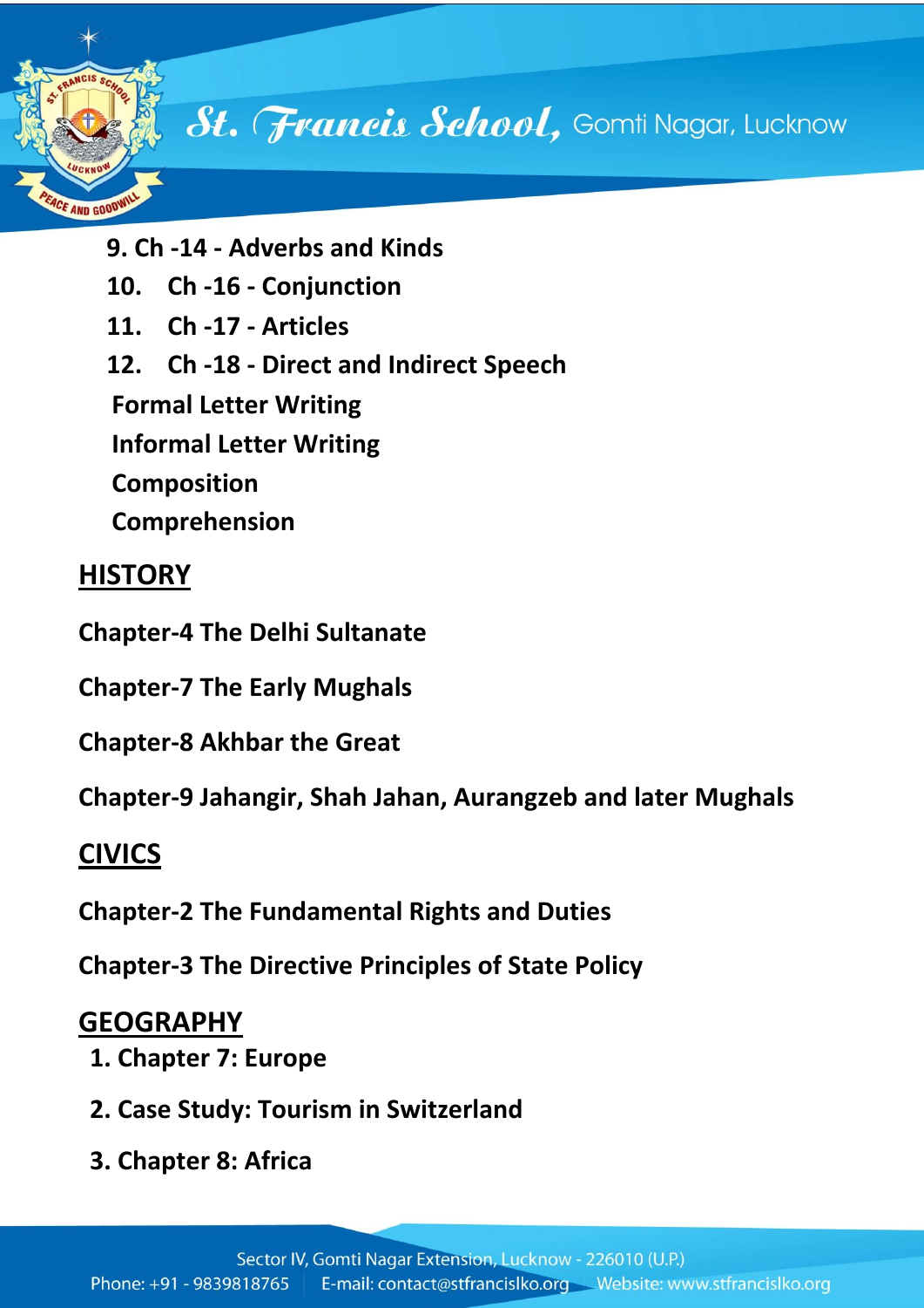9. Ch -14 - Adverbs and Kinds
10. Ch -16 - Conjunction
11. Ch -17 - Articles
12. Ch -18 - Direct and Indirect Speech

**Formal Letter Writing**

**Informal Letter Writing**

**Composition**

**Comprehension**

## HISTORY

**Chapter-4 The Delhi Sultanate**

**Chapter-7 The Early Mughals**

**Chapter-8 Akhbar the Great**

**Chapter-9 Jahangir, Shah Jahan, Aurangzeb and later Mughals**

## CIVICS

**Chapter-2 The Fundamental Rights and Duties**

**Chapter-3 The Directive Principles of State Policy**

## GEOGRAPHY

1. Chapter 7: Europe
2. Case Study: Tourism in Switzerland
3. Chapter 8: Africa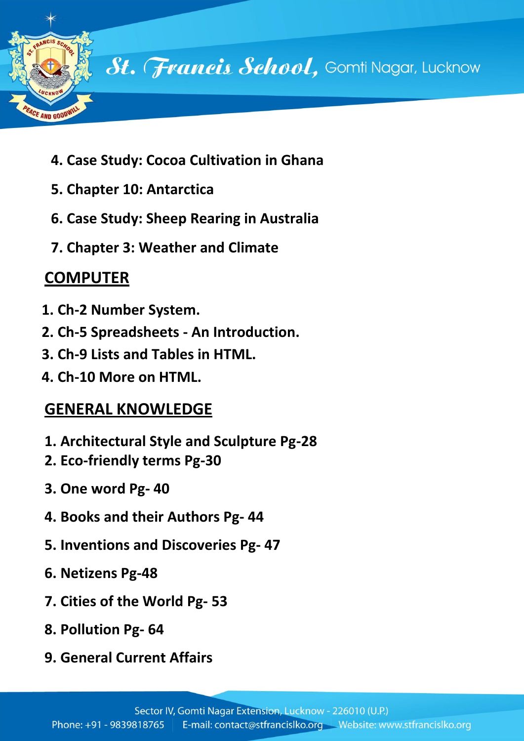4. **Case Study: Cocoa Cultivation in Ghana**
5. **Chapter 10: Antarctica**
6. **Case Study: Sheep Rearing in Australia**
7. **Chapter 3: Weather and Climate**

## COMPUTER

1. **Ch-2 Number System.**
2. **Ch-5 Spreadsheets - An Introduction.**
3. **Ch-9 Lists and Tables in HTML.**
4. **Ch-10 More on HTML.**

## GENERAL KNOWLEDGE

1. **Architectural Style and Sculpture Pg-28**
2. **Eco-friendly terms Pg-30**
3. **One word Pg- 40**
4. **Books and their Authors Pg- 44**
5. **Inventions and Discoveries Pg- 47**
6. **Netizens Pg-48**
7. **Cities of the World Pg- 53**
8. **Pollution Pg- 64**
9. **General Current Affairs**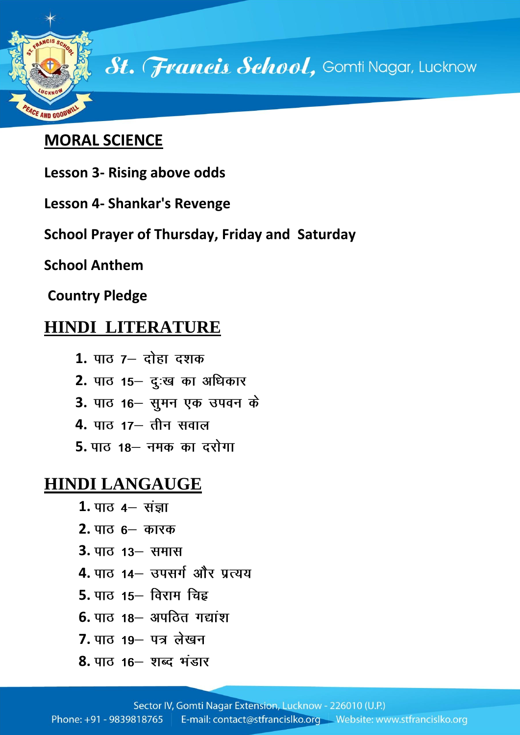## MORAL SCIENCE

**Lesson 3- Rising above odds**

**Lesson 4- Shankar's Revenge**

**School Prayer of Thursday, Friday and Saturday**

**School Anthem**

**Country Pledge**

## HINDI LITERATURE

1. पाठ 7– दोहा दशक
2. पाठ 15– दु:ख का अधिकार
3. पाठ 16– सुमन एक उपवन के
4. पाठ 17– तीन सवाल
5. पाठ 18– नमक का दरोगा

## HINDI LANGAUGE

1. पाठ 4– संज्ञा
2. पाठ 6– कारक
3. पाठ 13– समास
4. पाठ 14– उपसर्ग और प्रत्यय
5. पाठ 15– विराम चिह्न
6. पाठ 18– अपठित गद्यांश
7. पाठ 19– पत्र लेखन
8. पाठ 16– शब्द भंडार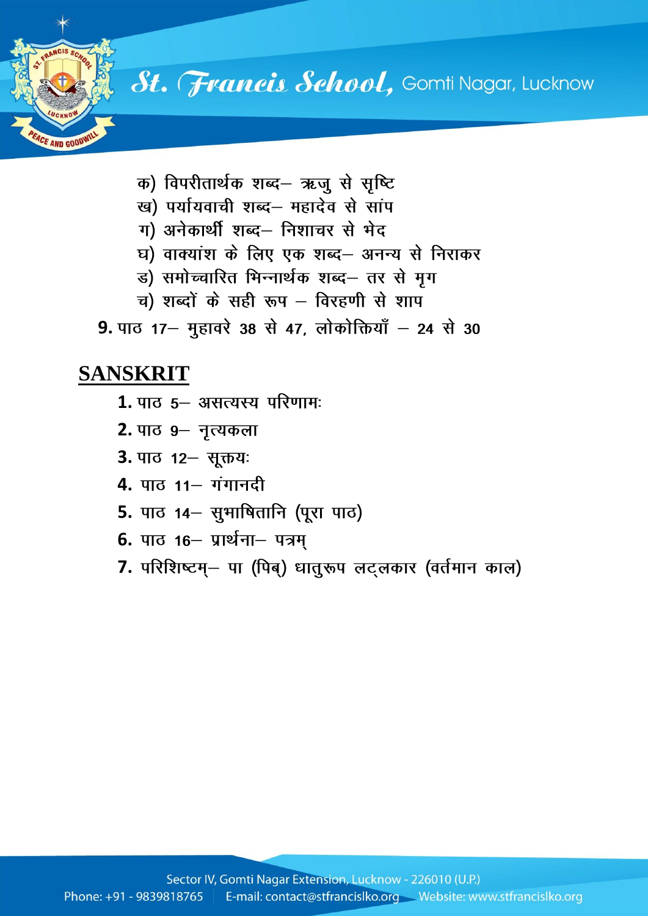क) विपरीतार्थक शब्द– ऋजु से सृष्टि
ख) पर्यायवाची शब्द– महादेव से सांप
ग) अनेकार्थी शब्द– निशाचर से भेद
घ) वाक्यांश के लिए एक शब्द– अनन्य से निराकर
ङ) समोच्चारित भिन्नार्थक शब्द– तर से मृग
च) शब्दों के सही रूप – विरहणी से शाप

9. पाठ 17– मुहावरे 38 से 47, लोकोक्तियाँ – 24 से 30

## SANSKRIT

1. पाठ 5– असत्यस्य परिणामः
2. पाठ 9– नृत्यकला
3. पाठ 12– सूक्तयः
4. पाठ 11– गंगानदी
5. पाठ 14– सुभाषितानि (पूरा पाठ)
6. पाठ 16– प्रार्थना– पत्रम्
7. परिशिष्टम्– पा (पिब्) धातुरूप लट्लकार (वर्तमान काल)